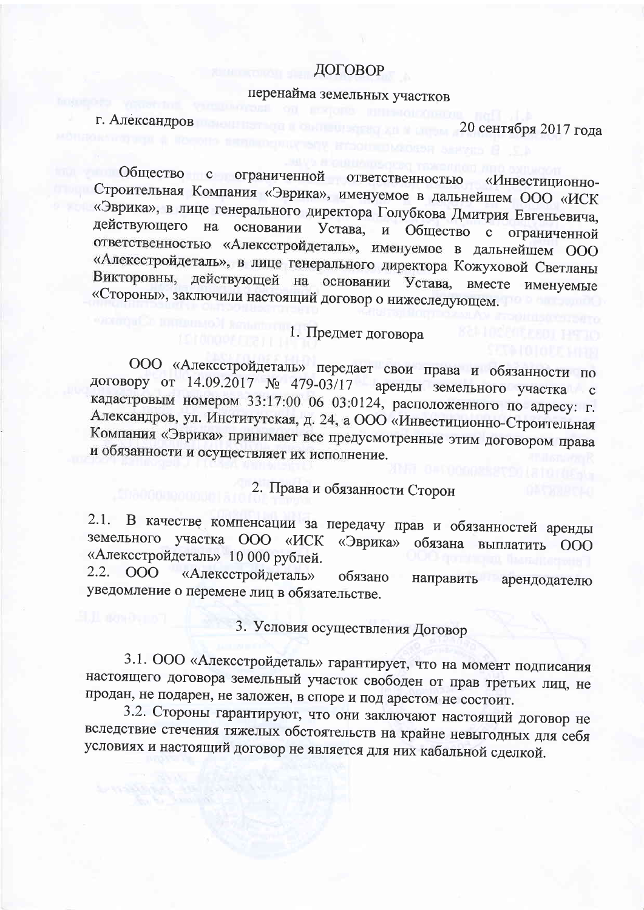# ДОГОВОР

перенайма земельных участков

г. Александров 20 сентября 2017 года

Общество с ограниченной ответственностью «Инвестиционно-Строительная Компания «Эврика», именуемое в дальнейшем ООО «ИСК «Эврика», в лице генерального директора Голубкова Дмитрия Евгеньевича, действующего на основании Устава, и Общество с ограниченной ответственностью «Алексстройдеталь», именуемое в дальнейшем ООО «Алексстройдеталь», в лице генерального директора Кожуховой Светланы Викторовны, действующей на основании Устава, вместе именуемые «Стороны», заключили настоящий договор о нижеследующем.

## 1. Предмет договора

ООО «Алексстройдеталь» передает свои права и обязанности по договору от 14.09.2017 № 479-03/17 аренды земельного участка с кадастровым номером 33:17:00 06 03:0124, расположенного по адресу: г. Александров, ул. Институтская, д. 24, а ООО «Инвестиционно-Строительная Компания «Эврика» принимает все предусмотренные этим договором права и обязанности и осуществляет их исполнение.

## 2. Права и обязанности Сторон

2.1. В качестве компенсации за передачу прав и обязанностей аренды земельного участка ООО «ИСК «Эврика» обязана выплатить ООО «Алексстройдеталь» 10 000 рублей.

2.2. ООО «Алексстройдеталь» обязано направить арендодателю уведомление о перемене лиц в обязательстве.

## 3. Условия осуществления Договор

3.1. ООО «Алексстройдеталь» гарантирует, что на момент подписания настоящего договора земельный участок свободен от прав третьих лиц, не продан, не подарен, не заложен, в споре и под арестом не состоит.

3.2. Стороны гарантируют, что они заключают настоящий договор не вследствие стечения тяжелых обстоятельств на крайне невыгодных для себя условиях и настоящий договор не является для них кабальной сделкой.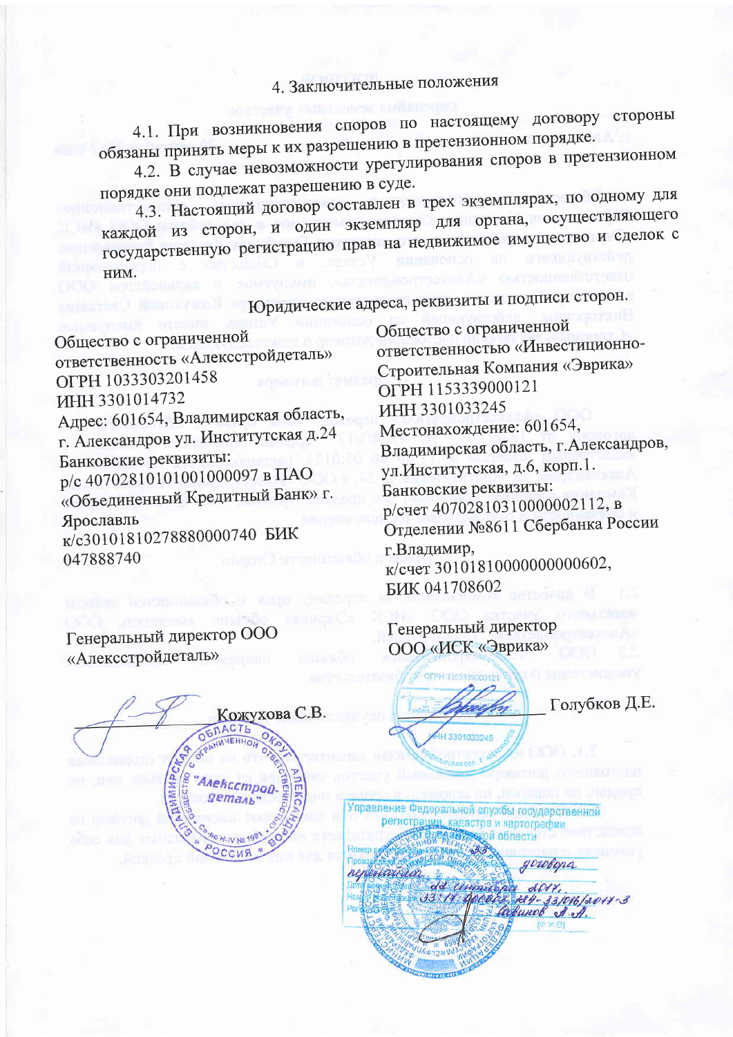## 4. Заключительные положения

4.1. При возникновении споров по настоящему договору стороны обязаны принять меры к их разрешению в претензионном порядке.

4.2. В случае невозможности урегулирования споров в претензионном порядке они подлежат разрешению в суде.

4.3. Настоящий договор составлен в трех экземплярах, по одному для каждой из сторон, и один экземпляр для органа, осуществляющего государственную регистрацию прав на недвижимое имущество и сделок с ним.

### Юридические адреса, реквизиты и подписи сторон.

Общество с ограниченной ответственность «Алексстройдеталь»
ОГРН 1033303201458
ИНН 3301014732
Адрес: 601654, Владимирская область, г. Александров ул. Институтская д.24
Банковские реквизиты:
р/с 40702810101001000097 в ПАО «Объединенный Кредитный Банк» г. Ярославль
к/с30101810278880000740 БИК 047888740

Генеральный директор ООО «Алексстройдеталь»

_____________ Кожухова С.В.

Общество с ограниченной ответственностью «Инвестиционно-Строительная Компания «Эврика»
ОГРН 1153339000121
ИНН 3301033245
Местонахождение: 601654, Владимирская область, г.Александров, ул.Институтская, д.6, корп.1.
Банковские реквизиты:
р/счет 40702810310000002112, в Отделении №8611 Сбербанка России г.Владимир,
к/счет 30101810000000000602,
БИК 041708602

Генеральный директор ООО «ИСК «Эврика»

_____________ Голубков Д.Е.

Управление Федеральной службы государственной регистрации, кадастра и картографии по Владимирской области
Номер регистрационного округа 33
Произведена государственная регистрация договора перенайма
Дата регистрации 22 сентября 2017
Номер регистрации 33:17:000000:384-33/016/2017-3
Регистратор Кабинов Я.А.